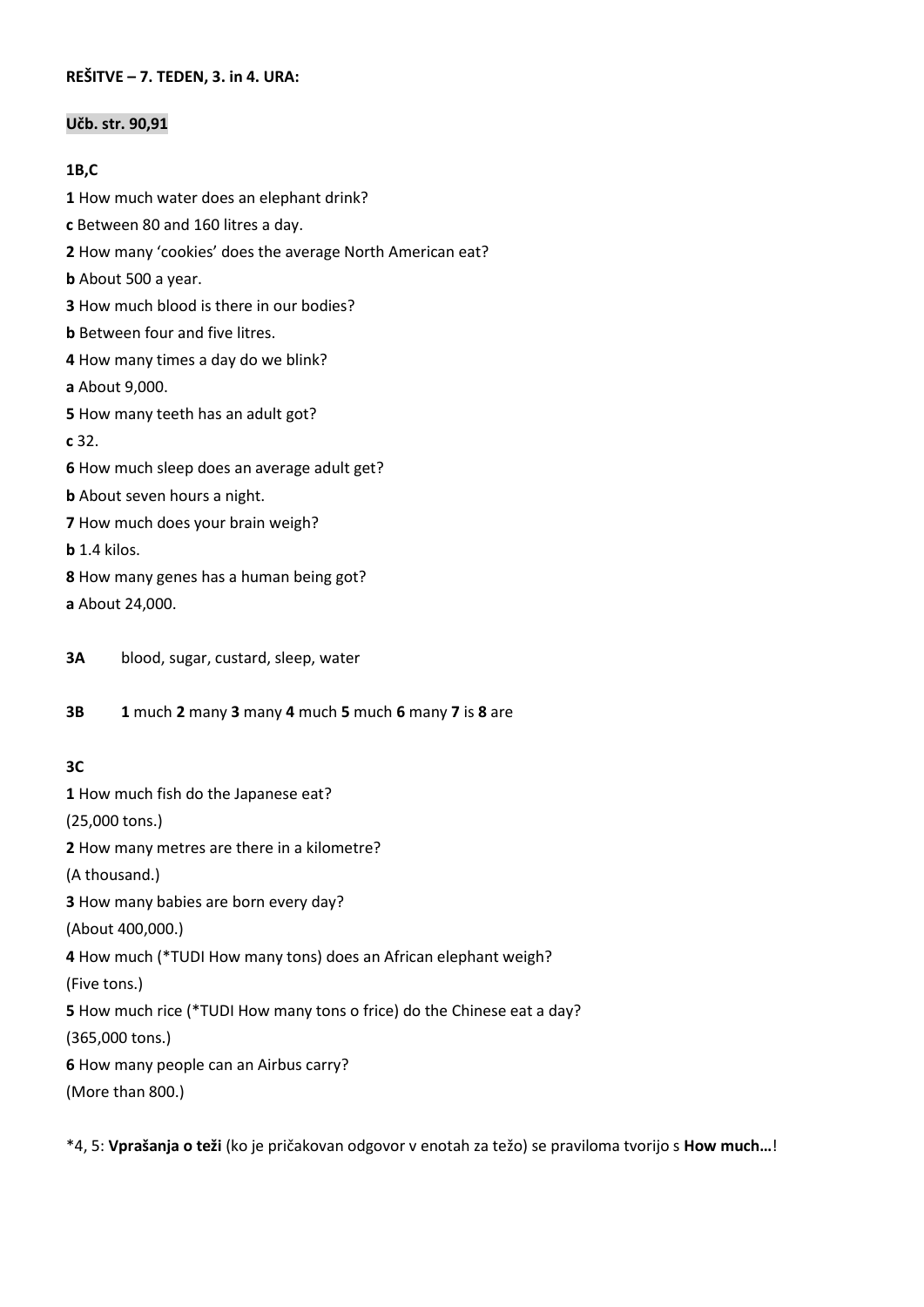**REŠITVE – 7. TEDEN, 3. in 4. URA:**

**Učb. str. 90,91**

**1B,C**

**1** How much water does an elephant drink?

**c** Between 80 and 160 litres a day.

**2** How many 'cookies' does the average North American eat?

**b** About 500 a year.

**3** How much blood is there in our bodies?

**b** Between four and five litres.

**4** How many times a day do we blink?

**a** About 9,000.

**5** How many teeth has an adult got?

**c** 32.

**6** How much sleep does an average adult get?

**b** About seven hours a night.

**7** How much does your brain weigh?

**b** 1.4 kilos.

**8** How many genes has a human being got?

**a** About 24,000.

**3A** blood, sugar, custard, sleep, water

**3B** **1** much **2** many **3** many **4** much **5** much **6** many **7** is **8** are

**3C**

**1** How much fish do the Japanese eat?

(25,000 tons.)

**2** How many metres are there in a kilometre?

(A thousand.)

**3** How many babies are born every day?

(About 400,000.)

**4** How much (*TUDI How many tons) does an African elephant weigh?

(Five tons.)

**5** How much rice (*TUDI How many tons o frice) do the Chinese eat a day?

(365,000 tons.)

**6** How many people can an Airbus carry?

(More than 800.)

*4, 5: **Vprašanja o teži** (ko je pričakovan odgovor v enotah za težo) se praviloma tvorijo s **How much…**!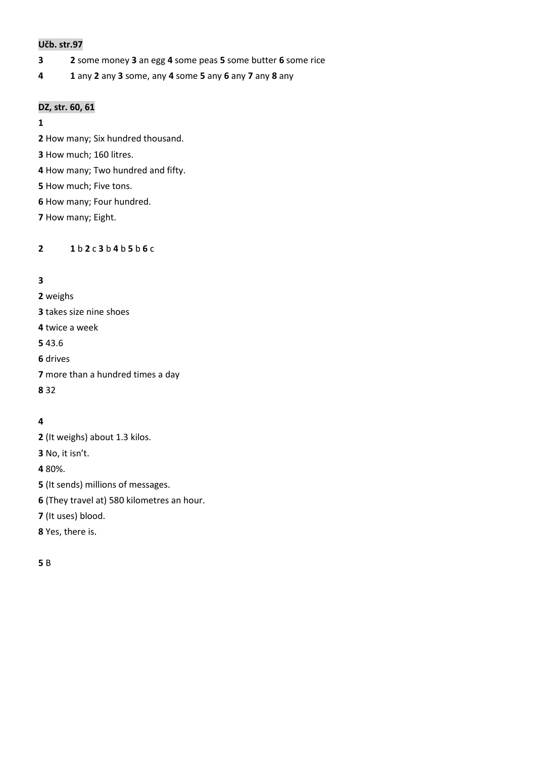**Učb. str.97**

**3** **2** some money **3** an egg **4** some peas **5** some butter **6** some rice

**4** **1** any **2** any **3** some, any **4** some **5** any **6** any **7** any **8** any

**DZ, str. 60, 61**

**1**

**2** How many; Six hundred thousand.

**3** How much; 160 litres.

**4** How many; Two hundred and fifty.

**5** How much; Five tons.

**6** How many; Four hundred.

**7** How many; Eight.

**2** **1** b **2** c **3** b **4** b **5** b **6** c

**3**

**2** weighs

**3** takes size nine shoes

**4** twice a week

**5** 43.6

**6** drives

**7** more than a hundred times a day

**8** 32

**4**

**2** (It weighs) about 1.3 kilos.

**3** No, it isn't.

**4** 80%.

**5** (It sends) millions of messages.

**6** (They travel at) 580 kilometres an hour.

**7** (It uses) blood.

**8** Yes, there is.

**5** B